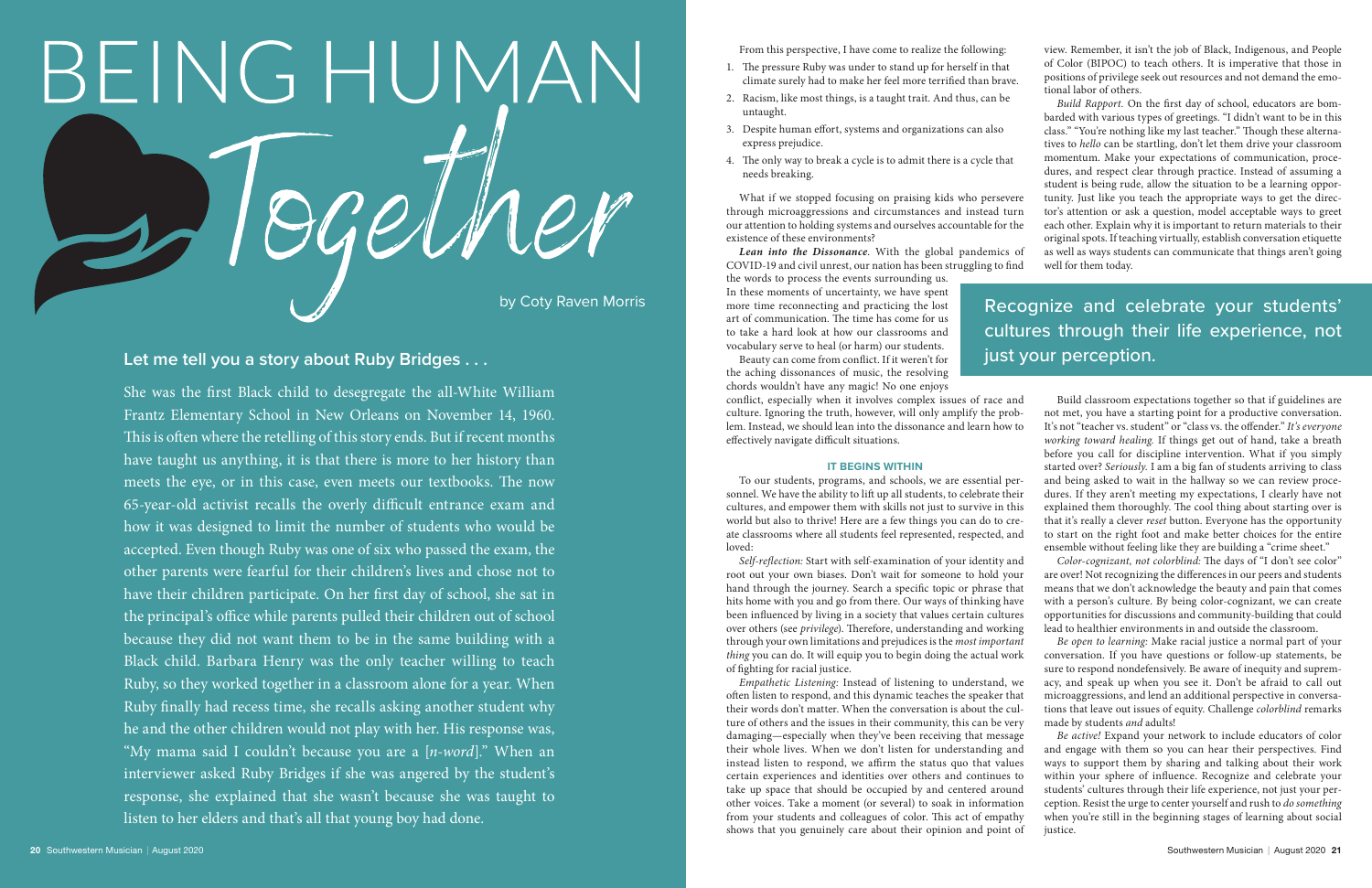# BEING HUMAN *Together*

by Coty Raven Morris

## Let me tell you a story about Ruby Bridges . . .

She was the first Black child to desegregate the all-White William Frantz Elementary School in New Orleans on November 14, 1960. This is often where the retelling of this story ends. But if recent months have taught us anything, it is that there is more to her history than meets the eye, or in this case, even meets our textbooks. The now 65-year-old activist recalls the overly difficult entrance exam and how it was designed to limit the number of students who would be accepted. Even though Ruby was one of six who passed the exam, the other parents were fearful for their children's lives and chose not to have their children participate. On her first day of school, she sat in the principal's office while parents pulled their children out of school because they did not want them to be in the same building with a Black child. Barbara Henry was the only teacher willing to teach Ruby, so they worked together in a classroom alone for a year. When Ruby finally had recess time, she recalls asking another student why he and the other children would not play with her. His response was, "My mama said I couldn't because you are a [*n-word*]." When an interviewer asked Ruby Bridges if she was angered by the student's response, she explained that she wasn't because she was taught to listen to her elders and that's all that young boy had done.

From this perspective, I have come to realize the following:

1. The pressure Ruby was under to stand up for herself in that climate surely had to make her feel more terrified than brave.
2. Racism, like most things, is a taught trait. And thus, can be untaught.
3. Despite human effort, systems and organizations can also express prejudice.
4. The only way to break a cycle is to admit there is a cycle that needs breaking.

What if we stopped focusing on praising kids who persevere through microaggressions and circumstances and instead turn our attention to holding systems and ourselves accountable for the existence of these environments?

***Lean into the Dissonance***. With the global pandemics of COVID-19 and civil unrest, our nation has been struggling to find the words to process the events surrounding us. In these moments of uncertainty, we have spent more time reconnecting and practicing the lost art of communication. The time has come for us to take a hard look at how our classrooms and vocabulary serve to heal (or harm) our students.

Beauty can come from conflict. If it weren't for the aching dissonances of music, the resolving chords wouldn't have any magic! No one enjoys conflict, especially when it involves complex issues of race and culture. Ignoring the truth, however, will only amplify the problem. Instead, we should lean into the dissonance and learn how to effectively navigate difficult situations.

### IT BEGINS WITHIN

To our students, programs, and schools, we are essential personnel. We have the ability to lift up all students, to celebrate their cultures, and empower them with skills not just to survive in this world but also to thrive! Here are a few things you can do to create classrooms where all students feel represented, respected, and loved:

*Self-reflection:* Start with self-examination of your identity and root out your own biases. Don't wait for someone to hold your hand through the journey. Search a specific topic or phrase that hits home with you and go from there. Our ways of thinking have been influenced by living in a society that values certain cultures over others (see *privilege*). Therefore, understanding and working through your own limitations and prejudices is the *most important thing* you can do. It will equip you to begin doing the actual work of fighting for racial justice.

*Empathetic Listening:* Instead of listening to understand, we often listen to respond, and this dynamic teaches the speaker that their words don't matter. When the conversation is about the culture of others and the issues in their community, this can be very damaging—especially when they've been receiving that message their whole lives. When we don't listen for understanding and instead listen to respond, we affirm the status quo that values certain experiences and identities over others and continues to take up space that should be occupied by and centered around other voices. Take a moment (or several) to soak in information from your students and colleagues of color. This act of empathy shows that you genuinely care about their opinion and point of view. Remember, it isn't the job of Black, Indigenous, and People of Color (BIPOC) to teach others. It is imperative that those in positions of privilege seek out resources and not demand the emotional labor of others.

*Build Rapport.* On the first day of school, educators are bombarded with various types of greetings. "I didn't want to be in this class." "You're nothing like my last teacher." Though these alternatives to *hello* can be startling, don't let them drive your classroom momentum. Make your expectations of communication, procedures, and respect clear through practice. Instead of assuming a student is being rude, allow the situation to be a learning opportunity. Just like you teach the appropriate ways to get the director's attention or ask a question, model acceptable ways to greet each other. Explain why it is important to return materials to their original spots. If teaching virtually, establish conversation etiquette as well as ways students can communicate that things aren't going well for them today.

> Recognize and celebrate your students' cultures through their life experience, not just your perception.

Build classroom expectations together so that if guidelines are not met, you have a starting point for a productive conversation. It's not "teacher vs. student" or "class vs. the offender." *It's everyone working toward healing.* If things get out of hand, take a breath before you call for discipline intervention. What if you simply started over? *Seriously.* I am a big fan of students arriving to class and being asked to wait in the hallway so we can review procedures. If they aren't meeting my expectations, I clearly have not explained them thoroughly. The cool thing about starting over is that it's really a clever *reset* button. Everyone has the opportunity to start on the right foot and make better choices for the entire ensemble without feeling like they are building a "crime sheet."

*Color-cognizant, not colorblind:* The days of "I don't see color" are over! Not recognizing the differences in our peers and students means that we don't acknowledge the beauty and pain that comes with a person's culture. By being color-cognizant, we can create opportunities for discussions and community-building that could lead to healthier environments in and outside the classroom.

*Be open to learning:* Make racial justice a normal part of your conversation. If you have questions or follow-up statements, be sure to respond nondefensively. Be aware of inequity and supremacy, and speak up when you see it. Don't be afraid to call out microaggressions, and lend an additional perspective in conversations that leave out issues of equity. Challenge *colorblind* remarks made by students *and* adults!

*Be active!* Expand your network to include educators of color and engage with them so you can hear their perspectives. Find ways to support them by sharing and talking about their work within your sphere of influence. Recognize and celebrate your students' cultures through their life experience, not just your perception. Resist the urge to center yourself and rush to *do something* when you're still in the beginning stages of learning about social justice.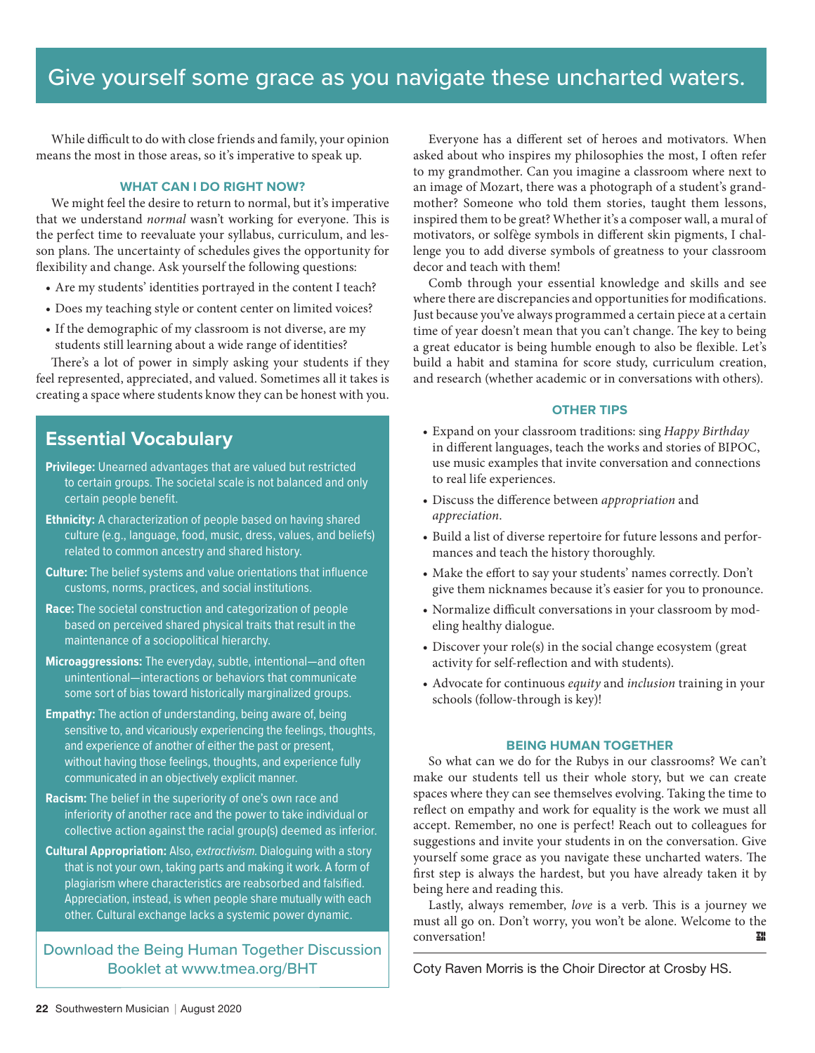> Give yourself some grace as you navigate these uncharted waters.

While difficult to do with close friends and family, your opinion means the most in those areas, so it's imperative to speak up.

### WHAT CAN I DO RIGHT NOW?

We might feel the desire to return to normal, but it's imperative that we understand *normal* wasn't working for everyone. This is the perfect time to reevaluate your syllabus, curriculum, and lesson plans. The uncertainty of schedules gives the opportunity for flexibility and change. Ask yourself the following questions:

- Are my students' identities portrayed in the content I teach?
- Does my teaching style or content center on limited voices?
- If the demographic of my classroom is not diverse, are my students still learning about a wide range of identities?

There's a lot of power in simply asking your students if they feel represented, appreciated, and valued. Sometimes all it takes is creating a space where students know they can be honest with you.

## Essential Vocabulary

**Privilege:** Unearned advantages that are valued but restricted to certain groups. The societal scale is not balanced and only certain people benefit.

**Ethnicity:** A characterization of people based on having shared culture (e.g., language, food, music, dress, values, and beliefs) related to common ancestry and shared history.

**Culture:** The belief systems and value orientations that influence customs, norms, practices, and social institutions.

**Race:** The societal construction and categorization of people based on perceived shared physical traits that result in the maintenance of a sociopolitical hierarchy.

**Microaggressions:** The everyday, subtle, intentional—and often unintentional—interactions or behaviors that communicate some sort of bias toward historically marginalized groups.

**Empathy:** The action of understanding, being aware of, being sensitive to, and vicariously experiencing the feelings, thoughts, and experience of another of either the past or present, without having those feelings, thoughts, and experience fully communicated in an objectively explicit manner.

**Racism:** The belief in the superiority of one's own race and inferiority of another race and the power to take individual or collective action against the racial group(s) deemed as inferior.

**Cultural Appropriation:** Also, *extractivism*. Dialoguing with a story that is not your own, taking parts and making it work. A form of plagiarism where characteristics are reabsorbed and falsified. Appreciation, instead, is when people share mutually with each other. Cultural exchange lacks a systemic power dynamic.

Download the Being Human Together Discussion Booklet at www.tmea.org/BHT

Everyone has a different set of heroes and motivators. When asked about who inspires my philosophies the most, I often refer to my grandmother. Can you imagine a classroom where next to an image of Mozart, there was a photograph of a student's grandmother? Someone who told them stories, taught them lessons, inspired them to be great? Whether it's a composer wall, a mural of motivators, or solfège symbols in different skin pigments, I challenge you to add diverse symbols of greatness to your classroom decor and teach with them!

Comb through your essential knowledge and skills and see where there are discrepancies and opportunities for modifications. Just because you've always programmed a certain piece at a certain time of year doesn't mean that you can't change. The key to being a great educator is being humble enough to also be flexible. Let's build a habit and stamina for score study, curriculum creation, and research (whether academic or in conversations with others).

### OTHER TIPS

- Expand on your classroom traditions: sing *Happy Birthday* in different languages, teach the works and stories of BIPOC, use music examples that invite conversation and connections to real life experiences.
- Discuss the difference between *appropriation* and *appreciation*.
- Build a list of diverse repertoire for future lessons and performances and teach the history thoroughly.
- Make the effort to say your students' names correctly. Don't give them nicknames because it's easier for you to pronounce.
- Normalize difficult conversations in your classroom by modeling healthy dialogue.
- Discover your role(s) in the social change ecosystem (great activity for self-reflection and with students).
- Advocate for continuous *equity* and *inclusion* training in your schools (follow-through is key)!

### BEING HUMAN TOGETHER

So what can we do for the Rubys in our classrooms? We can't make our students tell us their whole story, but we can create spaces where they can see themselves evolving. Taking the time to reflect on empathy and work for equality is the work we must all accept. Remember, no one is perfect! Reach out to colleagues for suggestions and invite your students in on the conversation. Give yourself some grace as you navigate these uncharted waters. The first step is always the hardest, but you have already taken it by being here and reading this.

Lastly, always remember, *love* is a verb. This is a journey we must all go on. Don't worry, you won't be alone. Welcome to the conversation!

Coty Raven Morris is the Choir Director at Crosby HS.